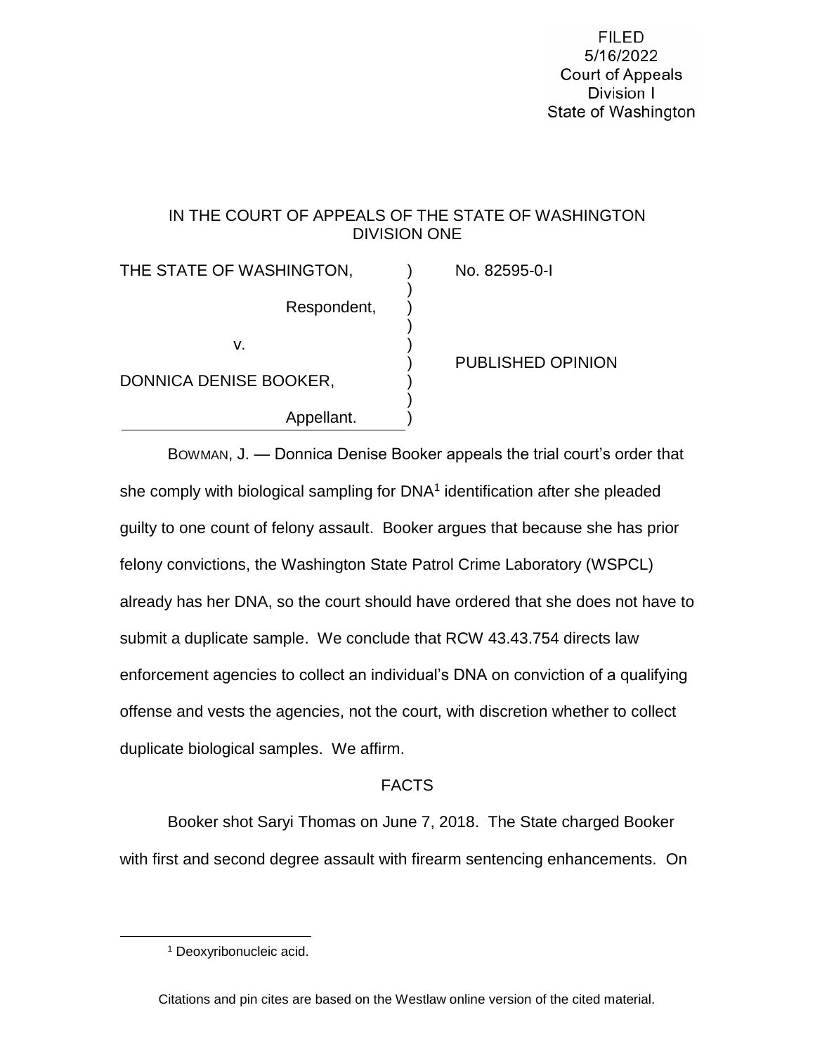FILED
5/16/2022
Court of Appeals
Division I
State of Washington

IN THE COURT OF APPEALS OF THE STATE OF WASHINGTON
DIVISION ONE

| | | |
|---|---|---|
| THE STATE OF WASHINGTON, Respondent, | ) | No. 82595-0-I |
| v. | ) | PUBLISHED OPINION |
| DONNICA DENISE BOOKER, Appellant. | ) | |

BOWMAN, J. — Donnica Denise Booker appeals the trial court's order that she comply with biological sampling for DNA[1] identification after she pleaded guilty to one count of felony assault. Booker argues that because she has prior felony convictions, the Washington State Patrol Crime Laboratory (WSPCL) already has her DNA, so the court should have ordered that she does not have to submit a duplicate sample. We conclude that RCW 43.43.754 directs law enforcement agencies to collect an individual's DNA on conviction of a qualifying offense and vests the agencies, not the court, with discretion whether to collect duplicate biological samples. We affirm.

## FACTS

Booker shot Saryi Thomas on June 7, 2018. The State charged Booker with first and second degree assault with firearm sentencing enhancements. On

[1] Deoxyribonucleic acid.

Citations and pin cites are based on the Westlaw online version of the cited material.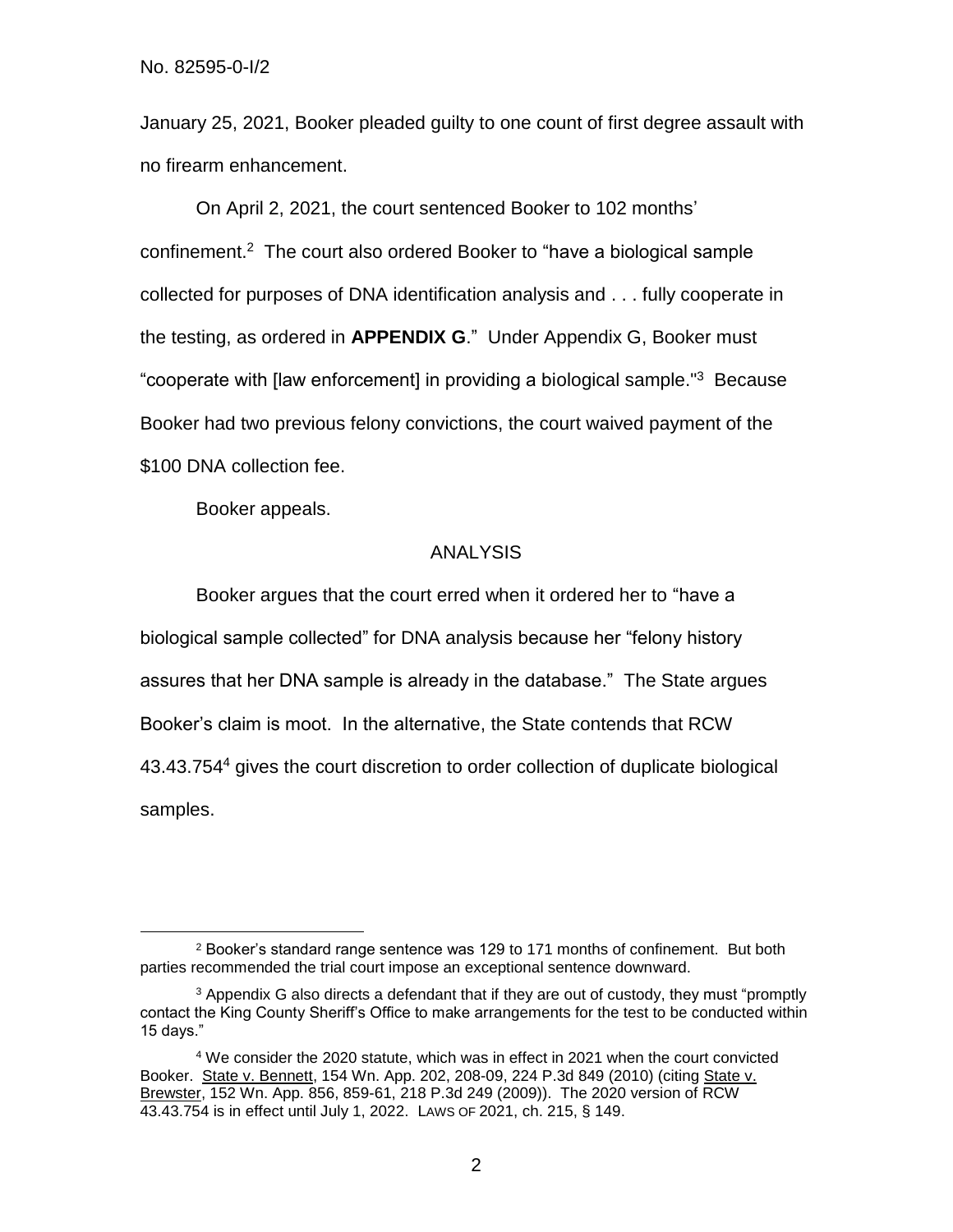January 25, 2021, Booker pleaded guilty to one count of first degree assault with no firearm enhancement.

On April 2, 2021, the court sentenced Booker to 102 months' confinement.[2] The court also ordered Booker to "have a biological sample collected for purposes of DNA identification analysis and . . . fully cooperate in the testing, as ordered in **APPENDIX G**." Under Appendix G, Booker must "cooperate with [law enforcement] in providing a biological sample."[3] Because Booker had two previous felony convictions, the court waived payment of the $100 DNA collection fee.

Booker appeals.

## ANALYSIS

Booker argues that the court erred when it ordered her to "have a biological sample collected" for DNA analysis because her "felony history assures that her DNA sample is already in the database." The State argues Booker's claim is moot. In the alternative, the State contends that RCW 43.43.754[4] gives the court discretion to order collection of duplicate biological samples.

---

[2] Booker's standard range sentence was 129 to 171 months of confinement. But both parties recommended the trial court impose an exceptional sentence downward.

[3] Appendix G also directs a defendant that if they are out of custody, they must "promptly contact the King County Sheriff's Office to make arrangements for the test to be conducted within 15 days."

[4] We consider the 2020 statute, which was in effect in 2021 when the court convicted Booker. State v. Bennett, 154 Wn. App. 202, 208-09, 224 P.3d 849 (2010) (citing State v. Brewster, 152 Wn. App. 856, 859-61, 218 P.3d 249 (2009)). The 2020 version of RCW 43.43.754 is in effect until July 1, 2022. LAWS OF 2021, ch. 215, § 149.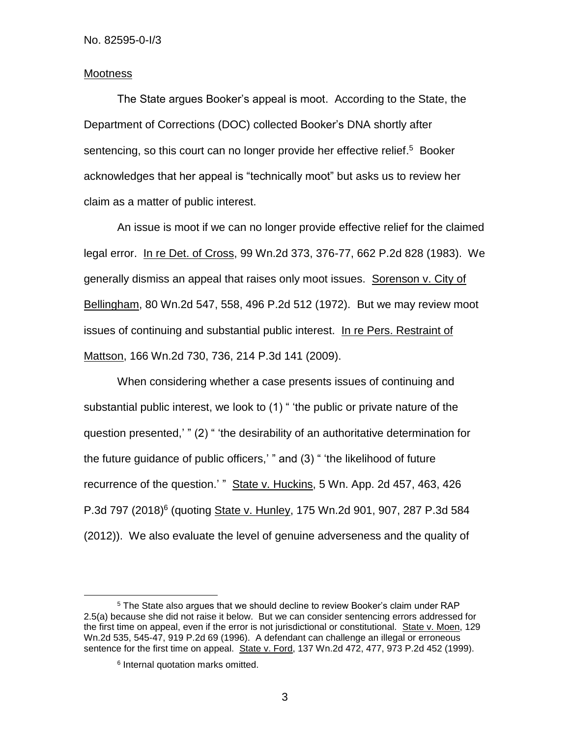Mootness

The State argues Booker's appeal is moot. According to the State, the Department of Corrections (DOC) collected Booker's DNA shortly after sentencing, so this court can no longer provide her effective relief.[5] Booker acknowledges that her appeal is "technically moot" but asks us to review her claim as a matter of public interest.

An issue is moot if we can no longer provide effective relief for the claimed legal error. In re Det. of Cross, 99 Wn.2d 373, 376-77, 662 P.2d 828 (1983). We generally dismiss an appeal that raises only moot issues. Sorenson v. City of Bellingham, 80 Wn.2d 547, 558, 496 P.2d 512 (1972). But we may review moot issues of continuing and substantial public interest. In re Pers. Restraint of Mattson, 166 Wn.2d 730, 736, 214 P.3d 141 (2009).

When considering whether a case presents issues of continuing and substantial public interest, we look to (1) " 'the public or private nature of the question presented,' " (2) " 'the desirability of an authoritative determination for the future guidance of public officers,' " and (3) " 'the likelihood of future recurrence of the question.' " State v. Huckins, 5 Wn. App. 2d 457, 463, 426 P.3d 797 (2018)[6] (quoting State v. Hunley, 175 Wn.2d 901, 907, 287 P.3d 584 (2012)). We also evaluate the level of genuine adverseness and the quality of

---

[5] The State also argues that we should decline to review Booker's claim under RAP 2.5(a) because she did not raise it below. But we can consider sentencing errors addressed for the first time on appeal, even if the error is not jurisdictional or constitutional. State v. Moen, 129 Wn.2d 535, 545-47, 919 P.2d 69 (1996). A defendant can challenge an illegal or erroneous sentence for the first time on appeal. State v. Ford, 137 Wn.2d 472, 477, 973 P.2d 452 (1999).

[6] Internal quotation marks omitted.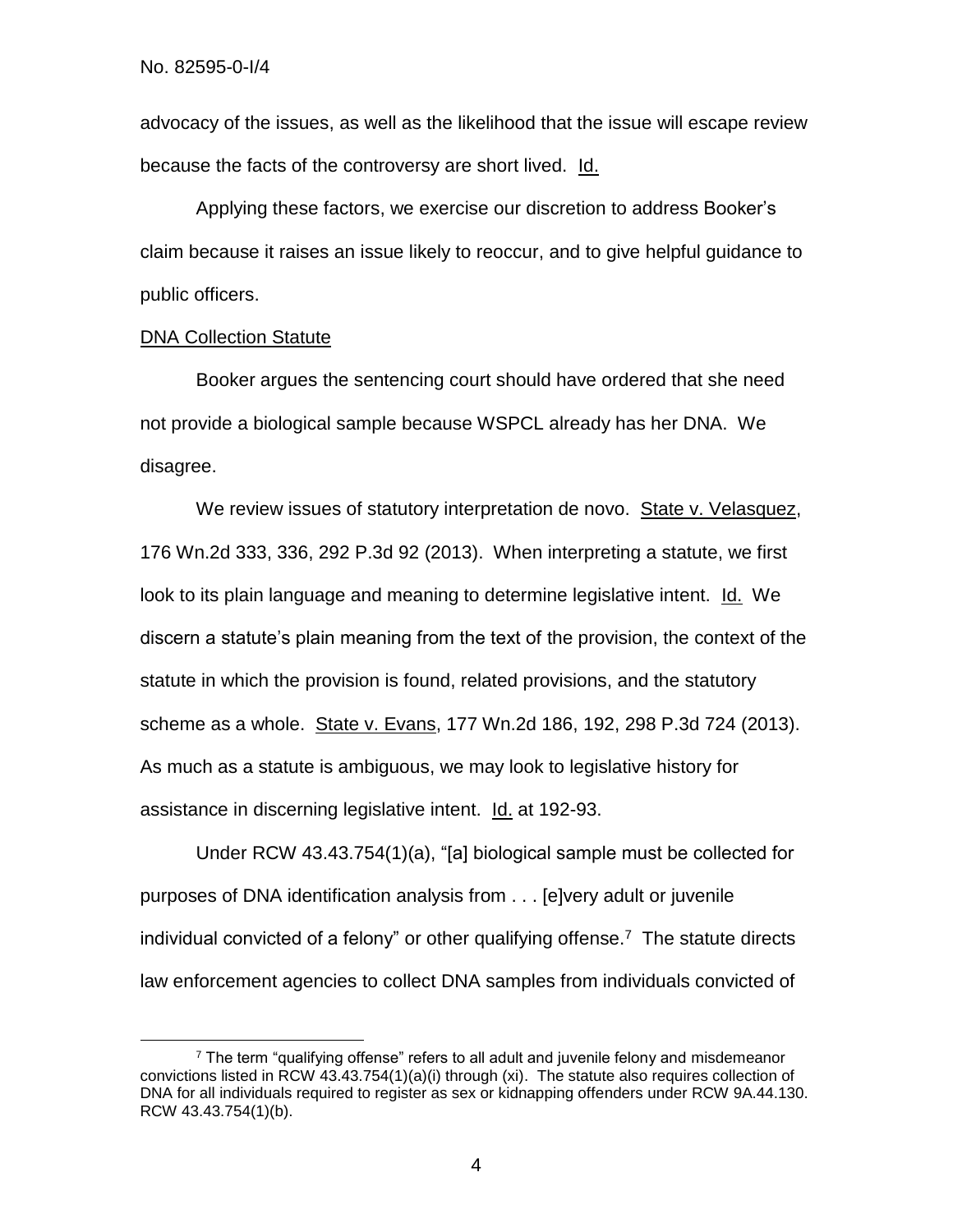advocacy of the issues, as well as the likelihood that the issue will escape review because the facts of the controversy are short lived. Id.

Applying these factors, we exercise our discretion to address Booker's claim because it raises an issue likely to reoccur, and to give helpful guidance to public officers.

DNA Collection Statute

Booker argues the sentencing court should have ordered that she need not provide a biological sample because WSPCL already has her DNA. We disagree.

We review issues of statutory interpretation de novo. State v. Velasquez, 176 Wn.2d 333, 336, 292 P.3d 92 (2013). When interpreting a statute, we first look to its plain language and meaning to determine legislative intent. Id. We discern a statute's plain meaning from the text of the provision, the context of the statute in which the provision is found, related provisions, and the statutory scheme as a whole. State v. Evans, 177 Wn.2d 186, 192, 298 P.3d 724 (2013). As much as a statute is ambiguous, we may look to legislative history for assistance in discerning legislative intent. Id. at 192-93.

Under RCW 43.43.754(1)(a), "[a] biological sample must be collected for purposes of DNA identification analysis from . . . [e]very adult or juvenile individual convicted of a felony" or other qualifying offense.[7] The statute directs law enforcement agencies to collect DNA samples from individuals convicted of

[7] The term "qualifying offense" refers to all adult and juvenile felony and misdemeanor convictions listed in RCW 43.43.754(1)(a)(i) through (xi). The statute also requires collection of DNA for all individuals required to register as sex or kidnapping offenders under RCW 9A.44.130. RCW 43.43.754(1)(b).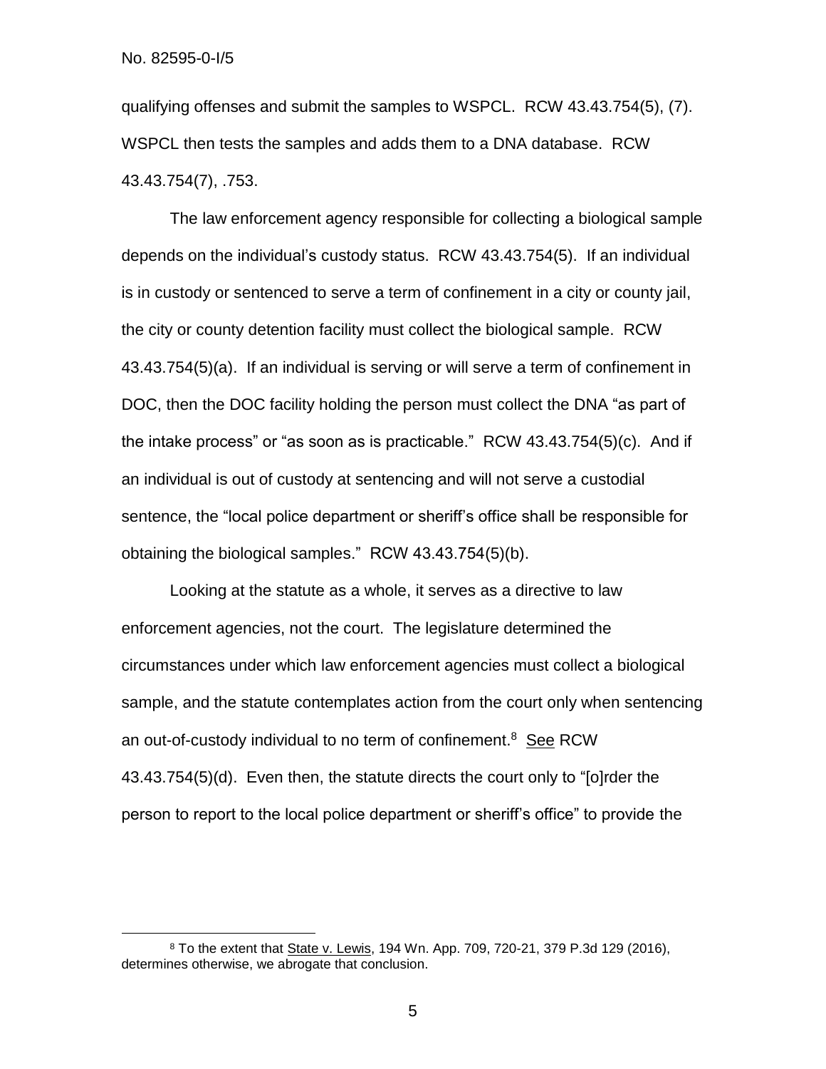qualifying offenses and submit the samples to WSPCL. RCW 43.43.754(5), (7). WSPCL then tests the samples and adds them to a DNA database. RCW 43.43.754(7), .753.

The law enforcement agency responsible for collecting a biological sample depends on the individual's custody status. RCW 43.43.754(5). If an individual is in custody or sentenced to serve a term of confinement in a city or county jail, the city or county detention facility must collect the biological sample. RCW 43.43.754(5)(a). If an individual is serving or will serve a term of confinement in DOC, then the DOC facility holding the person must collect the DNA "as part of the intake process" or "as soon as is practicable." RCW 43.43.754(5)(c). And if an individual is out of custody at sentencing and will not serve a custodial sentence, the "local police department or sheriff's office shall be responsible for obtaining the biological samples." RCW 43.43.754(5)(b).

Looking at the statute as a whole, it serves as a directive to law enforcement agencies, not the court. The legislature determined the circumstances under which law enforcement agencies must collect a biological sample, and the statute contemplates action from the court only when sentencing an out-of-custody individual to no term of confinement.[8] See RCW 43.43.754(5)(d). Even then, the statute directs the court only to "[o]rder the person to report to the local police department or sheriff's office" to provide the

---

[8] To the extent that State v. Lewis, 194 Wn. App. 709, 720-21, 379 P.3d 129 (2016), determines otherwise, we abrogate that conclusion.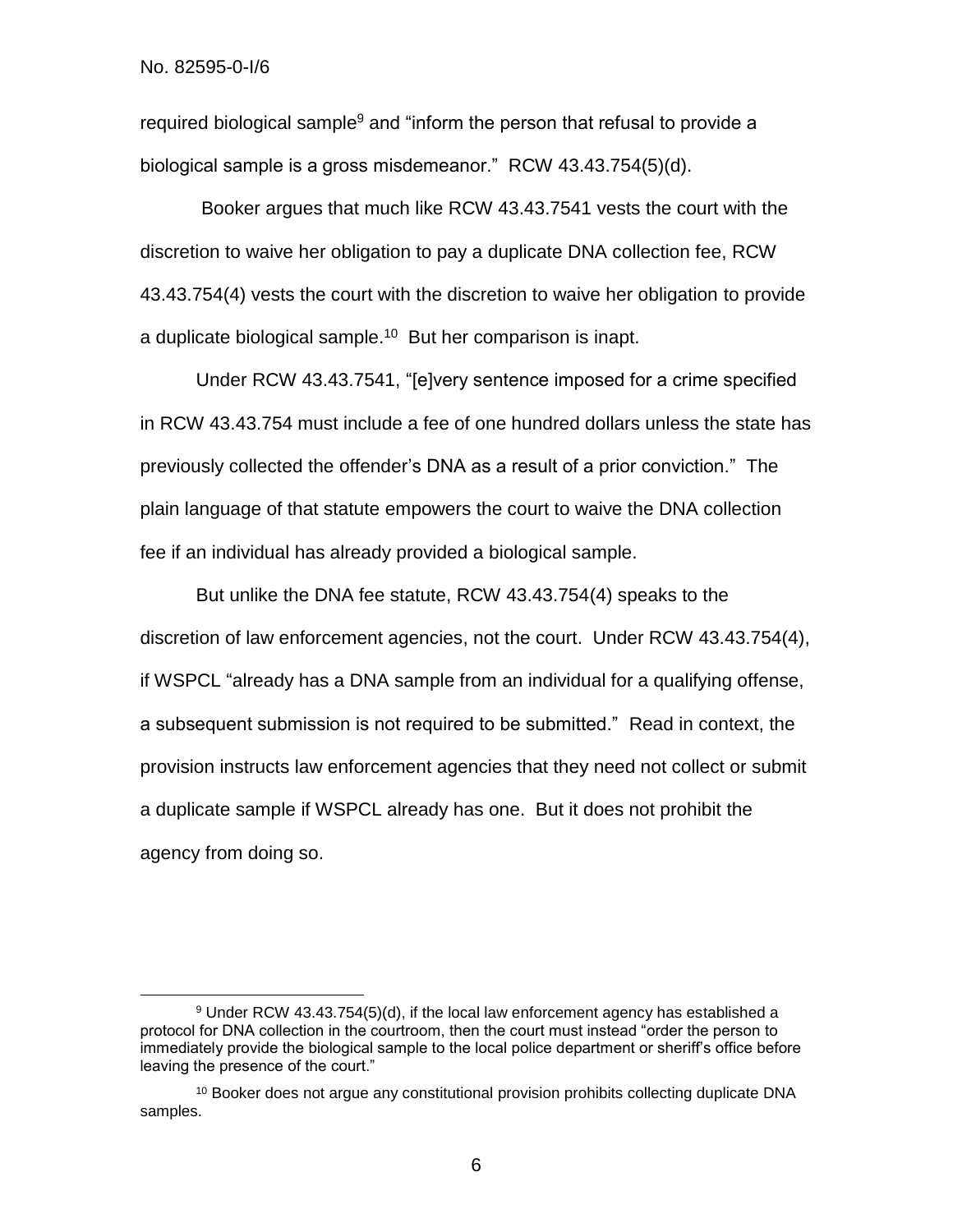required biological sample[9] and "inform the person that refusal to provide a biological sample is a gross misdemeanor." RCW 43.43.754(5)(d).

Booker argues that much like RCW 43.43.7541 vests the court with the discretion to waive her obligation to pay a duplicate DNA collection fee, RCW 43.43.754(4) vests the court with the discretion to waive her obligation to provide a duplicate biological sample.[10] But her comparison is inapt.

Under RCW 43.43.7541, "[e]very sentence imposed for a crime specified in RCW 43.43.754 must include a fee of one hundred dollars unless the state has previously collected the offender's DNA as a result of a prior conviction." The plain language of that statute empowers the court to waive the DNA collection fee if an individual has already provided a biological sample.

But unlike the DNA fee statute, RCW 43.43.754(4) speaks to the discretion of law enforcement agencies, not the court. Under RCW 43.43.754(4), if WSPCL "already has a DNA sample from an individual for a qualifying offense, a subsequent submission is not required to be submitted." Read in context, the provision instructs law enforcement agencies that they need not collect or submit a duplicate sample if WSPCL already has one. But it does not prohibit the agency from doing so.

---

[9] Under RCW 43.43.754(5)(d), if the local law enforcement agency has established a protocol for DNA collection in the courtroom, then the court must instead "order the person to immediately provide the biological sample to the local police department or sheriff's office before leaving the presence of the court."

[10] Booker does not argue any constitutional provision prohibits collecting duplicate DNA samples.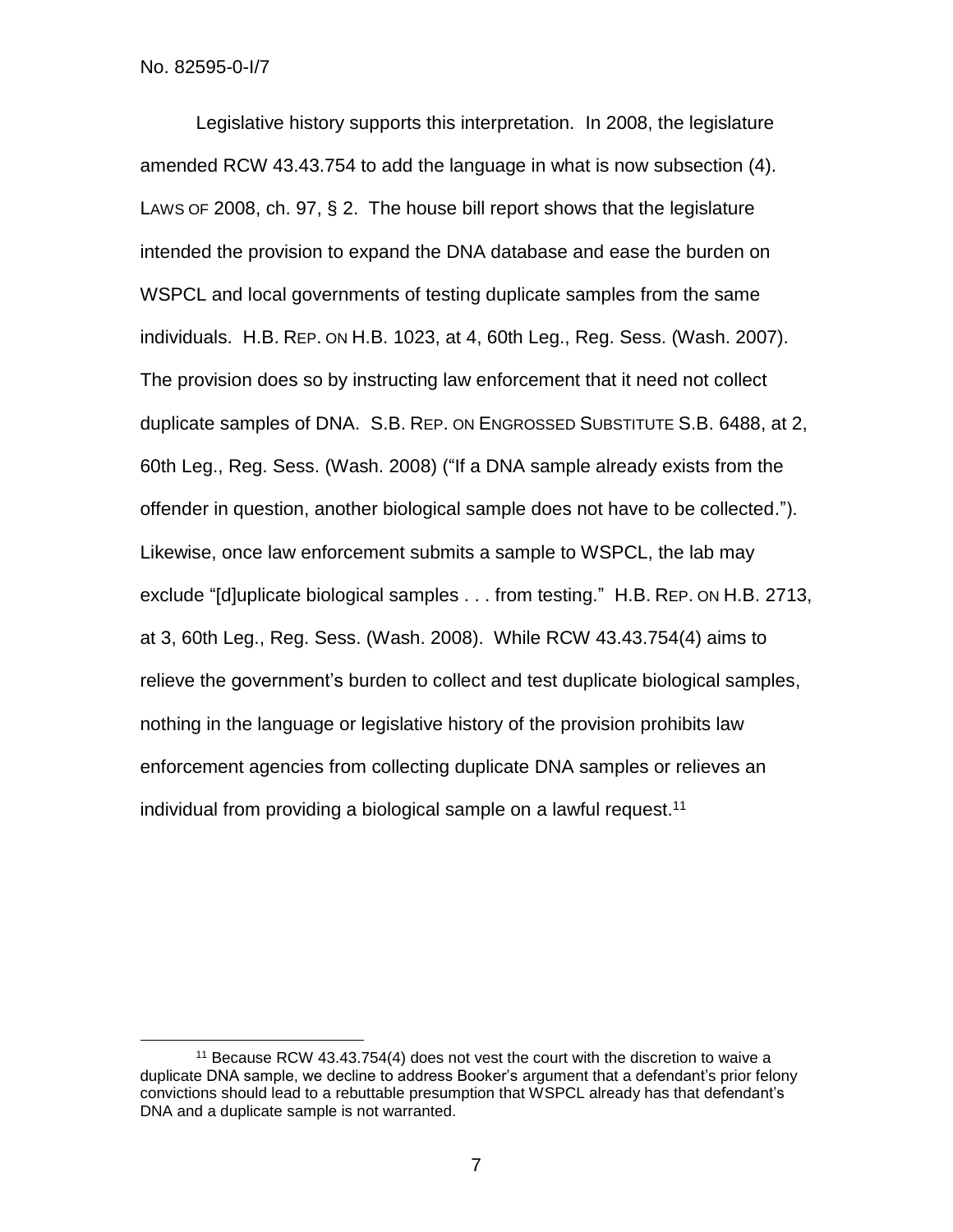Legislative history supports this interpretation. In 2008, the legislature amended RCW 43.43.754 to add the language in what is now subsection (4). LAWS OF 2008, ch. 97, § 2. The house bill report shows that the legislature intended the provision to expand the DNA database and ease the burden on WSPCL and local governments of testing duplicate samples from the same individuals. H.B. REP. ON H.B. 1023, at 4, 60th Leg., Reg. Sess. (Wash. 2007). The provision does so by instructing law enforcement that it need not collect duplicate samples of DNA. S.B. REP. ON ENGROSSED SUBSTITUTE S.B. 6488, at 2, 60th Leg., Reg. Sess. (Wash. 2008) ("If a DNA sample already exists from the offender in question, another biological sample does not have to be collected."). Likewise, once law enforcement submits a sample to WSPCL, the lab may exclude "[d]uplicate biological samples . . . from testing." H.B. REP. ON H.B. 2713, at 3, 60th Leg., Reg. Sess. (Wash. 2008). While RCW 43.43.754(4) aims to relieve the government's burden to collect and test duplicate biological samples, nothing in the language or legislative history of the provision prohibits law enforcement agencies from collecting duplicate DNA samples or relieves an individual from providing a biological sample on a lawful request.[11]

---

[11] Because RCW 43.43.754(4) does not vest the court with the discretion to waive a duplicate DNA sample, we decline to address Booker's argument that a defendant's prior felony convictions should lead to a rebuttable presumption that WSPCL already has that defendant's DNA and a duplicate sample is not warranted.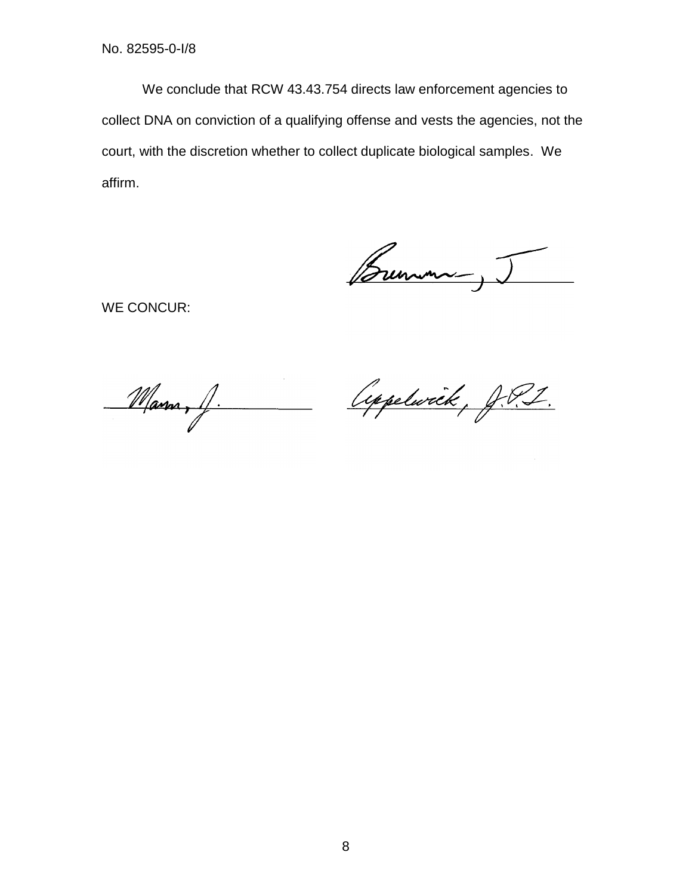We conclude that RCW 43.43.754 directs law enforcement agencies to collect DNA on conviction of a qualifying offense and vests the agencies, not the court, with the discretion whether to collect duplicate biological samples. We affirm.

Bunnm, J

WE CONCUR:

Mann, J.

Appelwick, J.P.T.